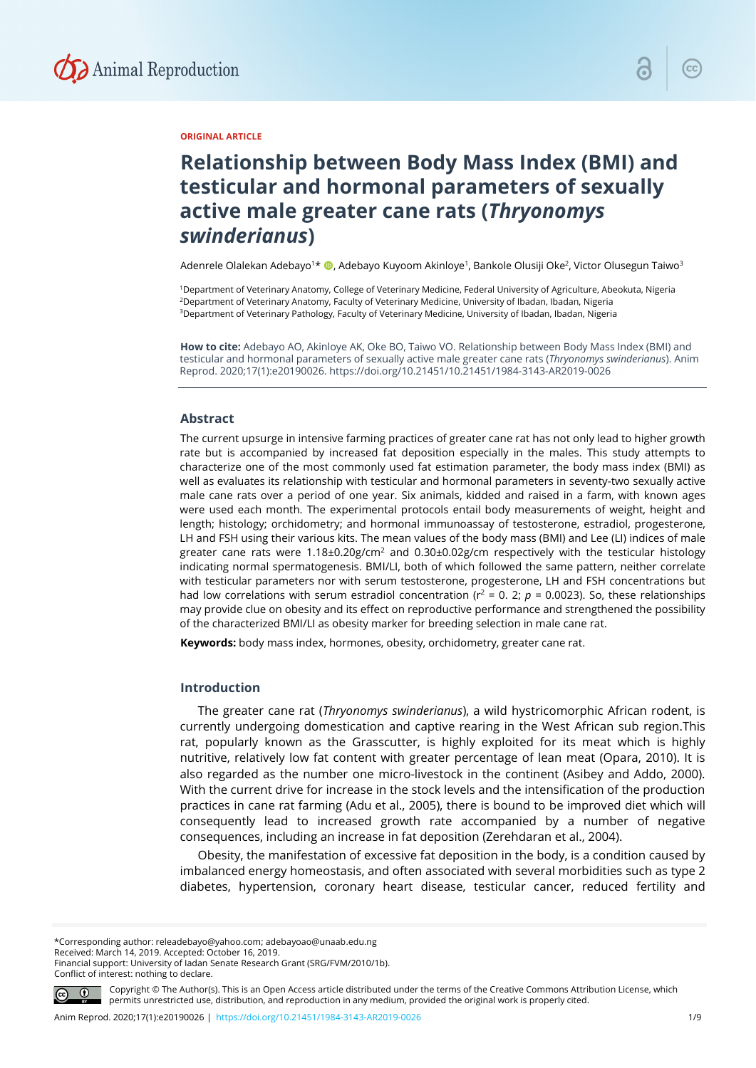ORIGINAL ARTICLE

# Relationship between Body Mass Index (BMI) and testicular and hormonal parameters of sexually active male greater cane rats (*Thryonomys swinderianus*)

Adenrele Olalekan Adebayo[1]*, Adebayo Kuyoom Akinloye[1], Bankole Olusiji Oke[2], Victor Olusegun Taiwo[3]

[1]Department of Veterinary Anatomy, College of Veterinary Medicine, Federal University of Agriculture, Abeokuta, Nigeria
[2]Department of Veterinary Anatomy, Faculty of Veterinary Medicine, University of Ibadan, Ibadan, Nigeria
[3]Department of Veterinary Pathology, Faculty of Veterinary Medicine, University of Ibadan, Ibadan, Nigeria

**How to cite:** Adebayo AO, Akinloye AK, Oke BO, Taiwo VO. Relationship between Body Mass Index (BMI) and testicular and hormonal parameters of sexually active male greater cane rats (*Thryonomys swinderianus*). Anim Reprod. 2020;17(1):e20190026. https://doi.org/10.21451/10.21451/1984-3143-AR2019-0026

## Abstract

The current upsurge in intensive farming practices of greater cane rat has not only lead to higher growth rate but is accompanied by increased fat deposition especially in the males. This study attempts to characterize one of the most commonly used fat estimation parameter, the body mass index (BMI) as well as evaluates its relationship with testicular and hormonal parameters in seventy-two sexually active male cane rats over a period of one year. Six animals, kidded and raised in a farm, with known ages were used each month. The experimental protocols entail body measurements of weight, height and length; histology; orchidometry; and hormonal immunoassay of testosterone, estradiol, progesterone, LH and FSH using their various kits. The mean values of the body mass (BMI) and Lee (LI) indices of male greater cane rats were 1.18±0.20g/cm$^2$ and 0.30±0.02g/cm respectively with the testicular histology indicating normal spermatogenesis. BMI/LI, both of which followed the same pattern, neither correlate with testicular parameters nor with serum testosterone, progesterone, LH and FSH concentrations but had low correlations with serum estradiol concentration ($r^2$ = 0. 2; $p$ = 0.0023). So, these relationships may provide clue on obesity and its effect on reproductive performance and strengthened the possibility of the characterized BMI/LI as obesity marker for breeding selection in male cane rat.

**Keywords:** body mass index, hormones, obesity, orchidometry, greater cane rat.

## Introduction

The greater cane rat (*Thryonomys swinderianus*), a wild hystricomorphic African rodent, is currently undergoing domestication and captive rearing in the West African sub region.This rat, popularly known as the Grasscutter, is highly exploited for its meat which is highly nutritive, relatively low fat content with greater percentage of lean meat (Opara, 2010). It is also regarded as the number one micro-livestock in the continent (Asibey and Addo, 2000). With the current drive for increase in the stock levels and the intensification of the production practices in cane rat farming (Adu et al., 2005), there is bound to be improved diet which will consequently lead to increased growth rate accompanied by a number of negative consequences, including an increase in fat deposition (Zerehdaran et al., 2004).

Obesity, the manifestation of excessive fat deposition in the body, is a condition caused by imbalanced energy homeostasis, and often associated with several morbidities such as type 2 diabetes, hypertension, coronary heart disease, testicular cancer, reduced fertility and

*Corresponding author: releadebayo@yahoo.com; adebayoao@unaab.edu.ng
Received: March 14, 2019. Accepted: October 16, 2019.
Financial support: University of Iadan Senate Research Grant (SRG/FVM/2010/1b).
Conflict of interest: nothing to declare.

Copyright © The Author(s). This is an Open Access article distributed under the terms of the Creative Commons Attribution License, which permits unrestricted use, distribution, and reproduction in any medium, provided the original work is properly cited.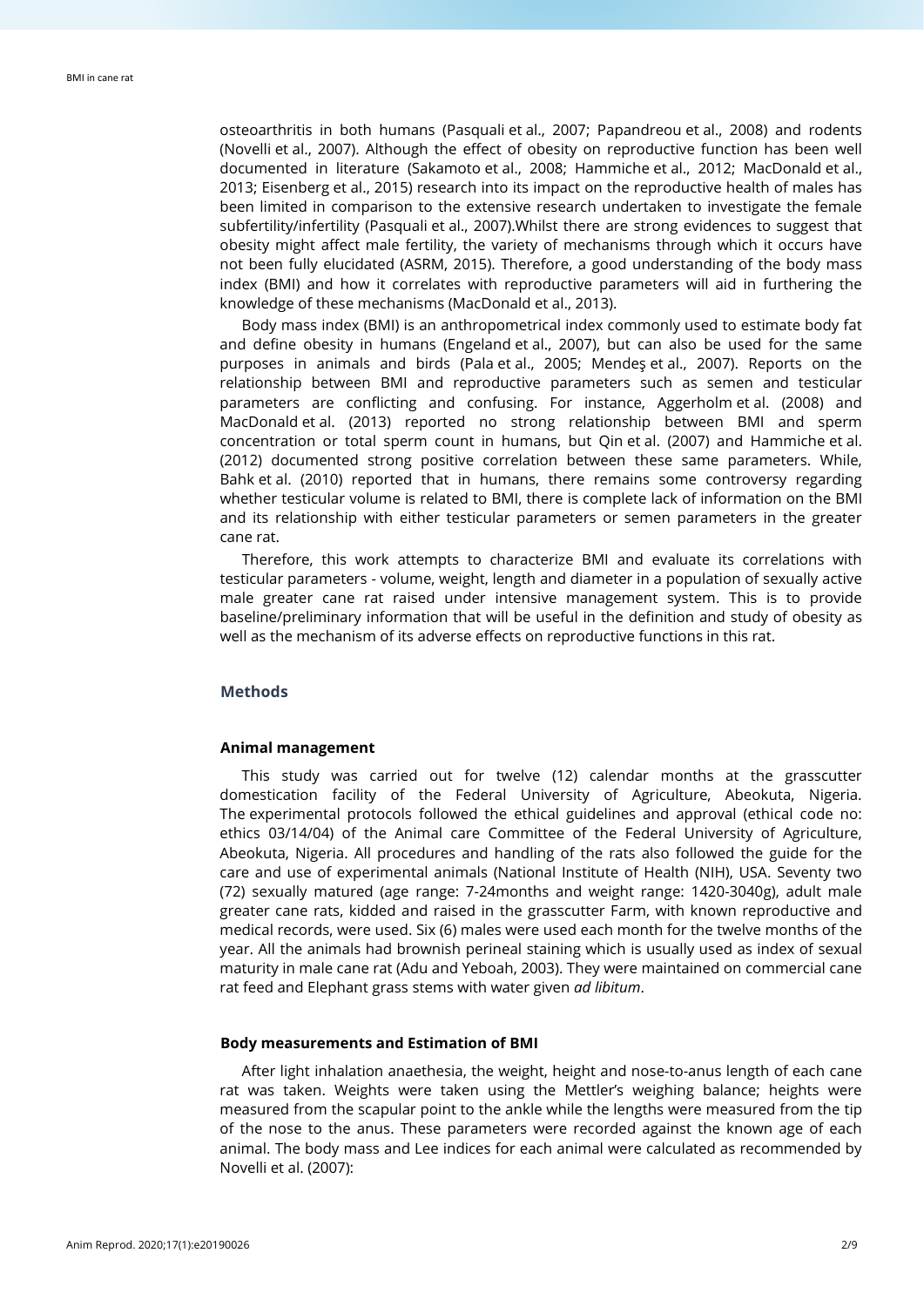osteoarthritis in both humans (Pasquali et al., 2007; Papandreou et al., 2008) and rodents (Novelli et al., 2007). Although the effect of obesity on reproductive function has been well documented in literature (Sakamoto et al., 2008; Hammiche et al., 2012; MacDonald et al., 2013; Eisenberg et al., 2015) research into its impact on the reproductive health of males has been limited in comparison to the extensive research undertaken to investigate the female subfertility/infertility (Pasquali et al., 2007).Whilst there are strong evidences to suggest that obesity might affect male fertility, the variety of mechanisms through which it occurs have not been fully elucidated (ASRM, 2015). Therefore, a good understanding of the body mass index (BMI) and how it correlates with reproductive parameters will aid in furthering the knowledge of these mechanisms (MacDonald et al., 2013).

Body mass index (BMI) is an anthropometrical index commonly used to estimate body fat and define obesity in humans (Engeland et al., 2007), but can also be used for the same purposes in animals and birds (Pala et al., 2005; Mendeş et al., 2007). Reports on the relationship between BMI and reproductive parameters such as semen and testicular parameters are conflicting and confusing. For instance, Aggerholm et al. (2008) and MacDonald et al. (2013) reported no strong relationship between BMI and sperm concentration or total sperm count in humans, but Qin et al. (2007) and Hammiche et al. (2012) documented strong positive correlation between these same parameters. While, Bahk et al. (2010) reported that in humans, there remains some controversy regarding whether testicular volume is related to BMI, there is complete lack of information on the BMI and its relationship with either testicular parameters or semen parameters in the greater cane rat.

Therefore, this work attempts to characterize BMI and evaluate its correlations with testicular parameters - volume, weight, length and diameter in a population of sexually active male greater cane rat raised under intensive management system. This is to provide baseline/preliminary information that will be useful in the definition and study of obesity as well as the mechanism of its adverse effects on reproductive functions in this rat.

## Methods

### Animal management

This study was carried out for twelve (12) calendar months at the grasscutter domestication facility of the Federal University of Agriculture, Abeokuta, Nigeria. The experimental protocols followed the ethical guidelines and approval (ethical code no: ethics 03/14/04) of the Animal care Committee of the Federal University of Agriculture, Abeokuta, Nigeria. All procedures and handling of the rats also followed the guide for the care and use of experimental animals (National Institute of Health (NIH), USA. Seventy two (72) sexually matured (age range: 7-24months and weight range: 1420-3040g), adult male greater cane rats, kidded and raised in the grasscutter Farm, with known reproductive and medical records, were used. Six (6) males were used each month for the twelve months of the year. All the animals had brownish perineal staining which is usually used as index of sexual maturity in male cane rat (Adu and Yeboah, 2003). They were maintained on commercial cane rat feed and Elephant grass stems with water given *ad libitum*.

### Body measurements and Estimation of BMI

After light inhalation anaethesia, the weight, height and nose-to-anus length of each cane rat was taken. Weights were taken using the Mettler's weighing balance; heights were measured from the scapular point to the ankle while the lengths were measured from the tip of the nose to the anus. These parameters were recorded against the known age of each animal. The body mass and Lee indices for each animal were calculated as recommended by Novelli et al. (2007):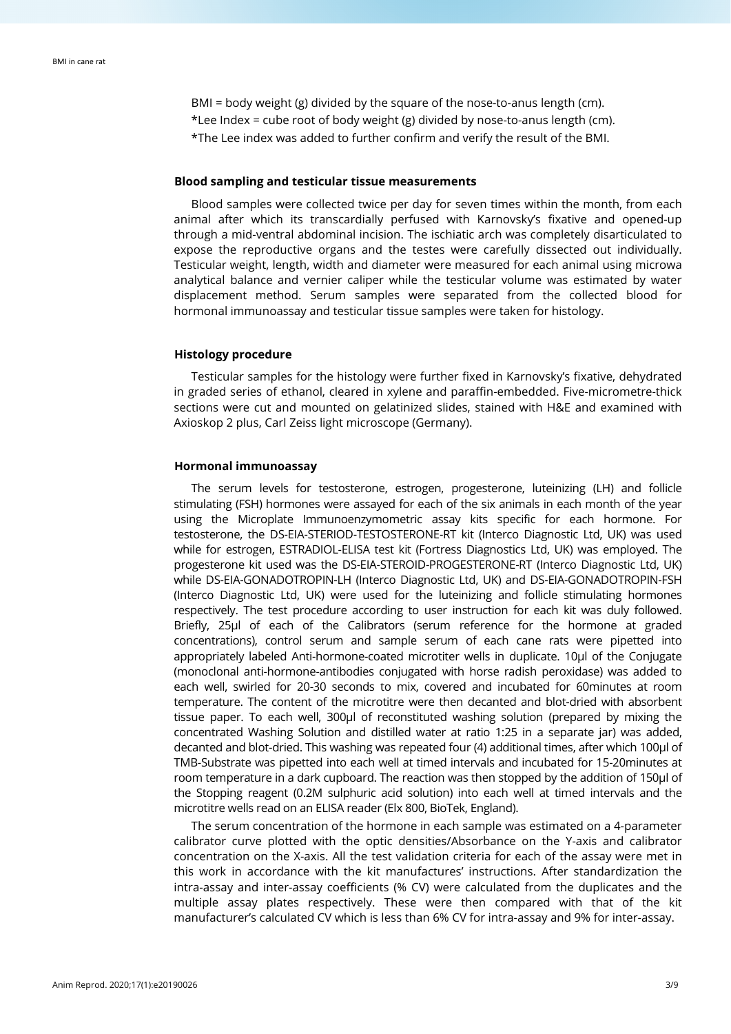BMI = body weight (g) divided by the square of the nose-to-anus length (cm).

*Lee Index = cube root of body weight (g) divided by nose-to-anus length (cm).

*The Lee index was added to further confirm and verify the result of the BMI.

### Blood sampling and testicular tissue measurements

Blood samples were collected twice per day for seven times within the month, from each animal after which its transcardially perfused with Karnovsky's fixative and opened-up through a mid-ventral abdominal incision. The ischiatic arch was completely disarticulated to expose the reproductive organs and the testes were carefully dissected out individually. Testicular weight, length, width and diameter were measured for each animal using microwa analytical balance and vernier caliper while the testicular volume was estimated by water displacement method. Serum samples were separated from the collected blood for hormonal immunoassay and testicular tissue samples were taken for histology.

### Histology procedure

Testicular samples for the histology were further fixed in Karnovsky's fixative, dehydrated in graded series of ethanol, cleared in xylene and paraffin-embedded. Five-micrometre-thick sections were cut and mounted on gelatinized slides, stained with H&E and examined with Axioskop 2 plus, Carl Zeiss light microscope (Germany).

### Hormonal immunoassay

The serum levels for testosterone, estrogen, progesterone, luteinizing (LH) and follicle stimulating (FSH) hormones were assayed for each of the six animals in each month of the year using the Microplate Immunoenzymometric assay kits specific for each hormone. For testosterone, the DS-EIA-STERIOD-TESTOSTERONE-RT kit (Interco Diagnostic Ltd, UK) was used while for estrogen, ESTRADIOL-ELISA test kit (Fortress Diagnostics Ltd, UK) was employed. The progesterone kit used was the DS-EIA-STEROID-PROGESTERONE-RT (Interco Diagnostic Ltd, UK) while DS-EIA-GONADOTROPIN-LH (Interco Diagnostic Ltd, UK) and DS-EIA-GONADOTROPIN-FSH (Interco Diagnostic Ltd, UK) were used for the luteinizing and follicle stimulating hormones respectively. The test procedure according to user instruction for each kit was duly followed. Briefly, 25µl of each of the Calibrators (serum reference for the hormone at graded concentrations), control serum and sample serum of each cane rats were pipetted into appropriately labeled Anti-hormone-coated microtiter wells in duplicate. 10µl of the Conjugate (monoclonal anti-hormone-antibodies conjugated with horse radish peroxidase) was added to each well, swirled for 20-30 seconds to mix, covered and incubated for 60minutes at room temperature. The content of the microtitre were then decanted and blot-dried with absorbent tissue paper. To each well, 300µl of reconstituted washing solution (prepared by mixing the concentrated Washing Solution and distilled water at ratio 1:25 in a separate jar) was added, decanted and blot-dried. This washing was repeated four (4) additional times, after which 100µl of TMB-Substrate was pipetted into each well at timed intervals and incubated for 15-20minutes at room temperature in a dark cupboard. The reaction was then stopped by the addition of 150µl of the Stopping reagent (0.2M sulphuric acid solution) into each well at timed intervals and the microtitre wells read on an ELISA reader (Elx 800, BioTek, England).

The serum concentration of the hormone in each sample was estimated on a 4-parameter calibrator curve plotted with the optic densities/Absorbance on the Y-axis and calibrator concentration on the X-axis. All the test validation criteria for each of the assay were met in this work in accordance with the kit manufactures' instructions. After standardization the intra-assay and inter-assay coefficients (% CV) were calculated from the duplicates and the multiple assay plates respectively. These were then compared with that of the kit manufacturer's calculated CV which is less than 6% CV for intra-assay and 9% for inter-assay.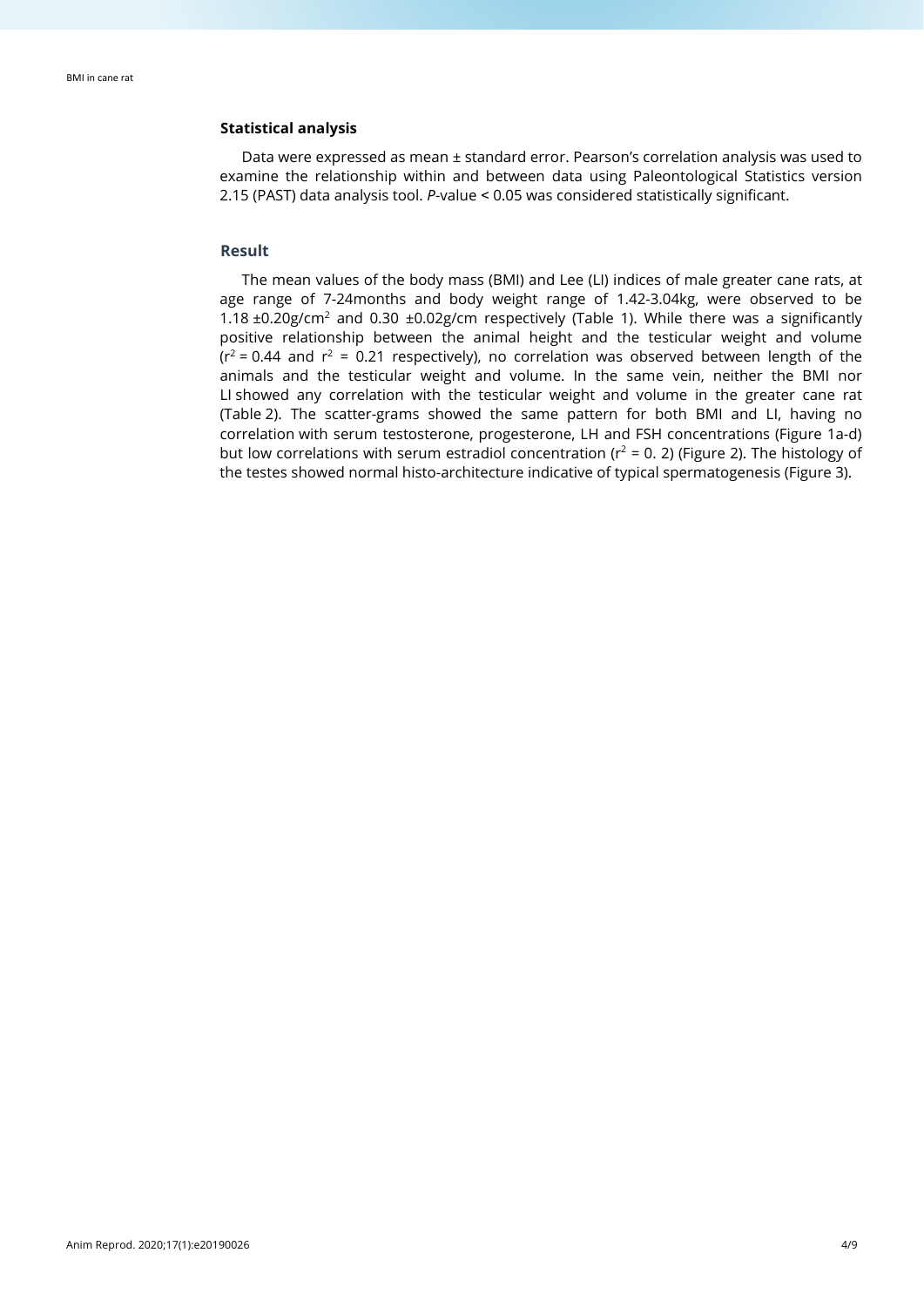### Statistical analysis

Data were expressed as mean ± standard error. Pearson's correlation analysis was used to examine the relationship within and between data using Paleontological Statistics version 2.15 (PAST) data analysis tool. *P*-value < 0.05 was considered statistically significant.

## Result

The mean values of the body mass (BMI) and Lee (LI) indices of male greater cane rats, at age range of 7-24months and body weight range of 1.42-3.04kg, were observed to be 1.18 ±0.20g/cm$^2$ and 0.30 ±0.02g/cm respectively (Table 1). While there was a significantly positive relationship between the animal height and the testicular weight and volume ($r^2$ = 0.44 and $r^2$ = 0.21 respectively), no correlation was observed between length of the animals and the testicular weight and volume. In the same vein, neither the BMI nor LI showed any correlation with the testicular weight and volume in the greater cane rat (Table 2). The scatter-grams showed the same pattern for both BMI and LI, having no correlation with serum testosterone, progesterone, LH and FSH concentrations (Figure 1a-d) but low correlations with serum estradiol concentration ($r^2$ = 0. 2) (Figure 2). The histology of the testes showed normal histo-architecture indicative of typical spermatogenesis (Figure 3).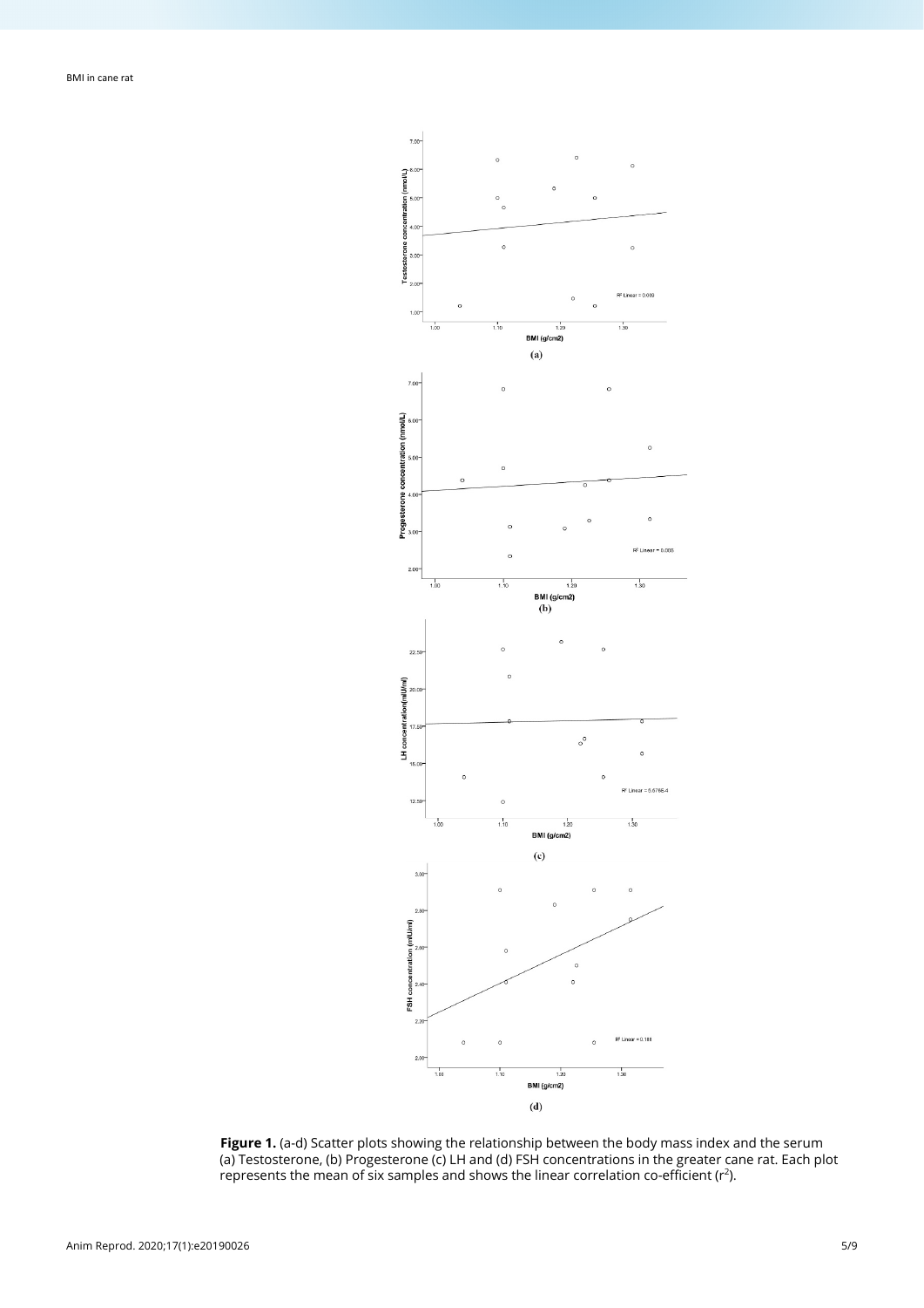**Figure 1.** (a-d) Scatter plots showing the relationship between the body mass index and the serum (a) Testosterone, (b) Progesterone (c) LH and (d) FSH concentrations in the greater cane rat. Each plot represents the mean of six samples and shows the linear correlation co-efficient ($r^2$).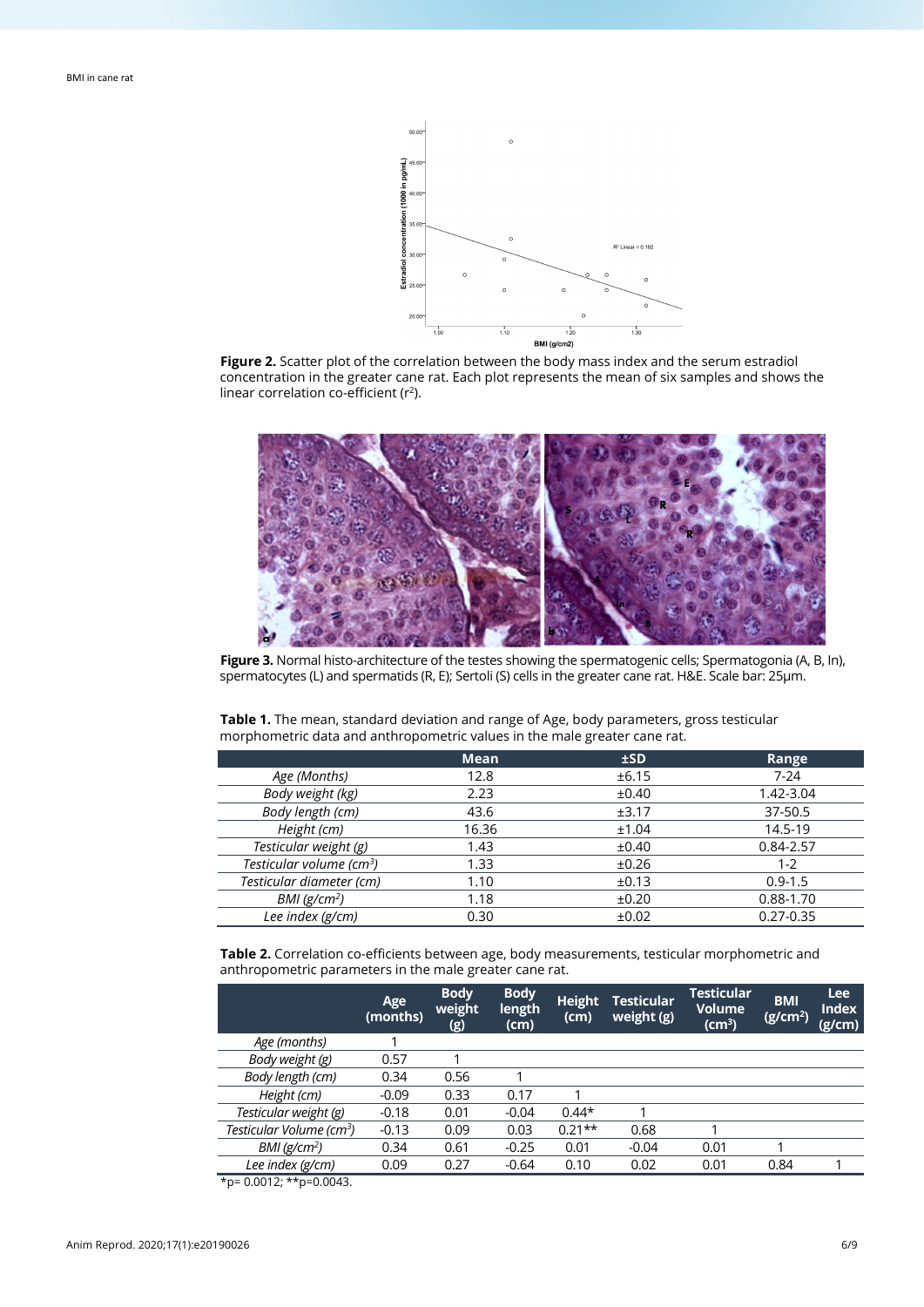**Figure 2.** Scatter plot of the correlation between the body mass index and the serum estradiol concentration in the greater cane rat. Each plot represents the mean of six samples and shows the linear correlation co-efficient ($r^2$).

**Figure 3.** Normal histo-architecture of the testes showing the spermatogenic cells; Spermatogonia (A, B, In), spermatocytes (L) and spermatids (R, E); Sertoli (S) cells in the greater cane rat. H&E. Scale bar: 25μm.

**Table 1.** The mean, standard deviation and range of Age, body parameters, gross testicular morphometric data and anthropometric values in the male greater cane rat.

| | Mean | ±SD | Range |
|---|---|---|---|
| *Age (Months)* | 12.8 | ±6.15 | 7-24 |
| *Body weight (kg)* | 2.23 | ±0.40 | 1.42-3.04 |
| *Body length (cm)* | 43.6 | ±3.17 | 37-50.5 |
| *Height (cm)* | 16.36 | ±1.04 | 14.5-19 |
| *Testicular weight (g)* | 1.43 | ±0.40 | 0.84-2.57 |
| *Testicular volume ($cm^3$)* | 1.33 | ±0.26 | 1-2 |
| *Testicular diameter (cm)* | 1.10 | ±0.13 | 0.9-1.5 |
| *BMI ($g/cm^2$)* | 1.18 | ±0.20 | 0.88-1.70 |
| *Lee index (g/cm)* | 0.30 | ±0.02 | 0.27-0.35 |

**Table 2.** Correlation co-efficients between age, body measurements, testicular morphometric and anthropometric parameters in the male greater cane rat.

| | Age (months) | Body weight (g) | Body length (cm) | Height (cm) | Testicular weight (g) | Testicular Volume ($cm^3$) | BMI ($g/cm^2$) | Lee Index (g/cm) |
|---|---|---|---|---|---|---|---|---|
| *Age (months)* | 1 | | | | | | | |
| *Body weight (g)* | 0.57 | 1 | | | | | | |
| *Body length (cm)* | 0.34 | 0.56 | 1 | | | | | |
| *Height (cm)* | -0.09 | 0.33 | 0.17 | 1 | | | | |
| *Testicular weight (g)* | -0.18 | 0.01 | -0.04 | 0.44* | 1 | | | |
| *Testicular Volume ($cm^3$)* | -0.13 | 0.09 | 0.03 | 0.21** | 0.68 | 1 | | |
| *BMI ($g/cm^2$)* | 0.34 | 0.61 | -0.25 | 0.01 | -0.04 | 0.01 | 1 | |
| *Lee index (g/cm)* | 0.09 | 0.27 | -0.64 | 0.10 | 0.02 | 0.01 | 0.84 | 1 |

*p= 0.0012; **p=0.0043.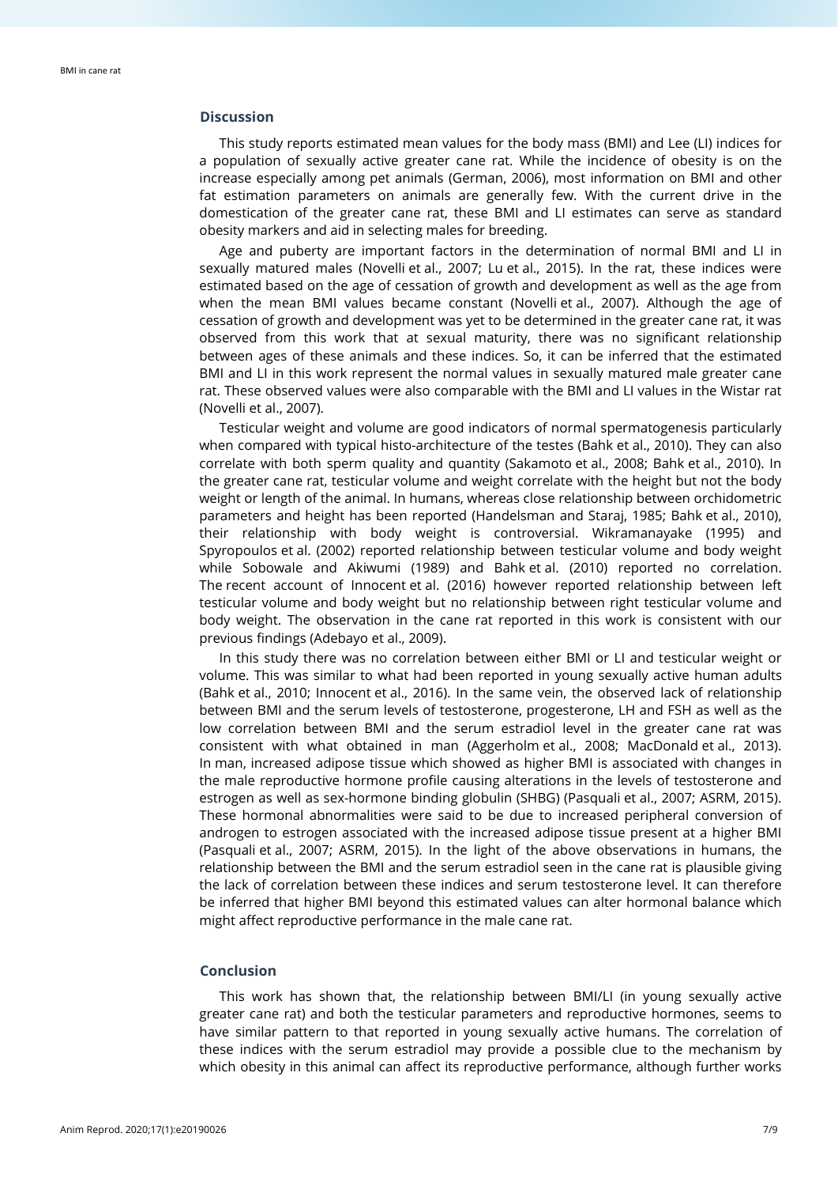## Discussion

This study reports estimated mean values for the body mass (BMI) and Lee (LI) indices for a population of sexually active greater cane rat. While the incidence of obesity is on the increase especially among pet animals (German, 2006), most information on BMI and other fat estimation parameters on animals are generally few. With the current drive in the domestication of the greater cane rat, these BMI and LI estimates can serve as standard obesity markers and aid in selecting males for breeding.

Age and puberty are important factors in the determination of normal BMI and LI in sexually matured males (Novelli et al., 2007; Lu et al., 2015). In the rat, these indices were estimated based on the age of cessation of growth and development as well as the age from when the mean BMI values became constant (Novelli et al., 2007). Although the age of cessation of growth and development was yet to be determined in the greater cane rat, it was observed from this work that at sexual maturity, there was no significant relationship between ages of these animals and these indices. So, it can be inferred that the estimated BMI and LI in this work represent the normal values in sexually matured male greater cane rat. These observed values were also comparable with the BMI and LI values in the Wistar rat (Novelli et al., 2007).

Testicular weight and volume are good indicators of normal spermatogenesis particularly when compared with typical histo-architecture of the testes (Bahk et al., 2010). They can also correlate with both sperm quality and quantity (Sakamoto et al., 2008; Bahk et al., 2010). In the greater cane rat, testicular volume and weight correlate with the height but not the body weight or length of the animal. In humans, whereas close relationship between orchidometric parameters and height has been reported (Handelsman and Staraj, 1985; Bahk et al., 2010), their relationship with body weight is controversial. Wikramanayake (1995) and Spyropoulos et al. (2002) reported relationship between testicular volume and body weight while Sobowale and Akiwumi (1989) and Bahk et al. (2010) reported no correlation. The recent account of Innocent et al. (2016) however reported relationship between left testicular volume and body weight but no relationship between right testicular volume and body weight. The observation in the cane rat reported in this work is consistent with our previous findings (Adebayo et al., 2009).

In this study there was no correlation between either BMI or LI and testicular weight or volume. This was similar to what had been reported in young sexually active human adults (Bahk et al., 2010; Innocent et al., 2016). In the same vein, the observed lack of relationship between BMI and the serum levels of testosterone, progesterone, LH and FSH as well as the low correlation between BMI and the serum estradiol level in the greater cane rat was consistent with what obtained in man (Aggerholm et al., 2008; MacDonald et al., 2013). In man, increased adipose tissue which showed as higher BMI is associated with changes in the male reproductive hormone profile causing alterations in the levels of testosterone and estrogen as well as sex-hormone binding globulin (SHBG) (Pasquali et al., 2007; ASRM, 2015). These hormonal abnormalities were said to be due to increased peripheral conversion of androgen to estrogen associated with the increased adipose tissue present at a higher BMI (Pasquali et al., 2007; ASRM, 2015). In the light of the above observations in humans, the relationship between the BMI and the serum estradiol seen in the cane rat is plausible giving the lack of correlation between these indices and serum testosterone level. It can therefore be inferred that higher BMI beyond this estimated values can alter hormonal balance which might affect reproductive performance in the male cane rat.

## Conclusion

This work has shown that, the relationship between BMI/LI (in young sexually active greater cane rat) and both the testicular parameters and reproductive hormones, seems to have similar pattern to that reported in young sexually active humans. The correlation of these indices with the serum estradiol may provide a possible clue to the mechanism by which obesity in this animal can affect its reproductive performance, although further works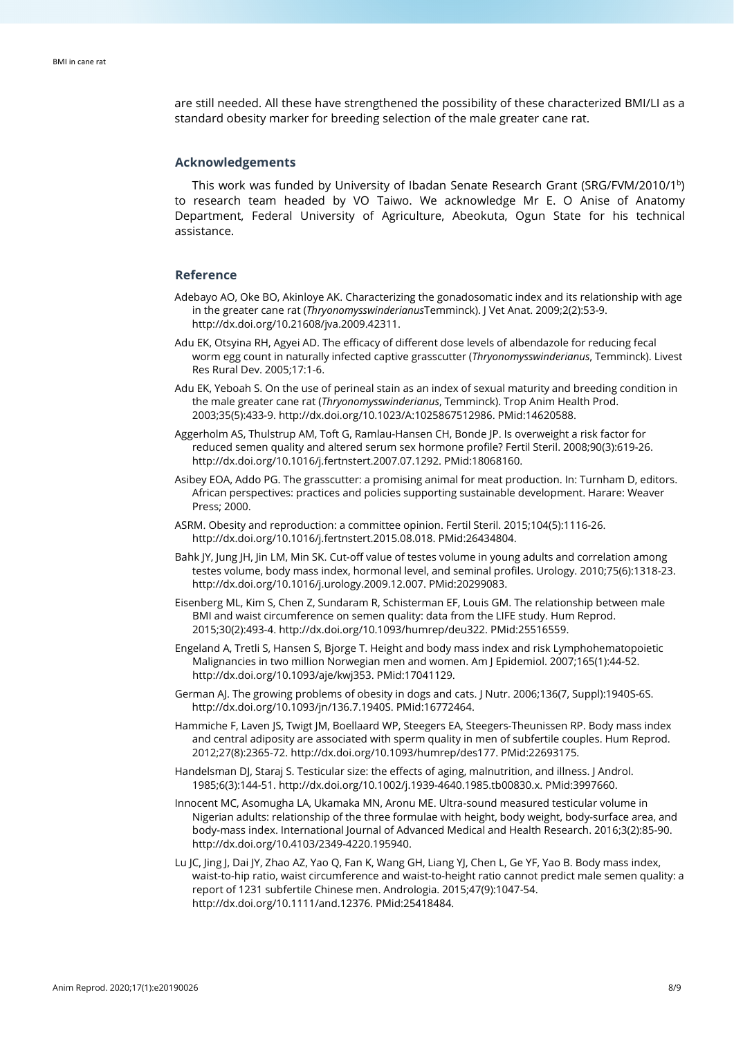are still needed. All these have strengthened the possibility of these characterized BMI/LI as a standard obesity marker for breeding selection of the male greater cane rat.

## Acknowledgements

This work was funded by University of Ibadan Senate Research Grant (SRG/FVM/2010/1[b]) to research team headed by VO Taiwo. We acknowledge Mr E. O Anise of Anatomy Department, Federal University of Agriculture, Abeokuta, Ogun State for his technical assistance.

## Reference

Adebayo AO, Oke BO, Akinloye AK. Characterizing the gonadosomatic index and its relationship with age in the greater cane rat (*Thryonomysswinderianus*Temminck). J Vet Anat. 2009;2(2):53-9. http://dx.doi.org/10.21608/jva.2009.42311.

Adu EK, Otsyina RH, Agyei AD. The efficacy of different dose levels of albendazole for reducing fecal worm egg count in naturally infected captive grasscutter (*Thryonomysswinderianus*, Temminck). Livest Res Rural Dev. 2005;17:1-6.

Adu EK, Yeboah S. On the use of perineal stain as an index of sexual maturity and breeding condition in the male greater cane rat (*Thryonomysswinderianus*, Temminck). Trop Anim Health Prod. 2003;35(5):433-9. http://dx.doi.org/10.1023/A:1025867512986. PMid:14620588.

Aggerholm AS, Thulstrup AM, Toft G, Ramlau-Hansen CH, Bonde JP. Is overweight a risk factor for reduced semen quality and altered serum sex hormone profile? Fertil Steril. 2008;90(3):619-26. http://dx.doi.org/10.1016/j.fertnstert.2007.07.1292. PMid:18068160.

Asibey EOA, Addo PG. The grasscutter: a promising animal for meat production. In: Turnham D, editors. African perspectives: practices and policies supporting sustainable development. Harare: Weaver Press; 2000.

ASRM. Obesity and reproduction: a committee opinion. Fertil Steril. 2015;104(5):1116-26. http://dx.doi.org/10.1016/j.fertnstert.2015.08.018. PMid:26434804.

Bahk JY, Jung JH, Jin LM, Min SK. Cut-off value of testes volume in young adults and correlation among testes volume, body mass index, hormonal level, and seminal profiles. Urology. 2010;75(6):1318-23. http://dx.doi.org/10.1016/j.urology.2009.12.007. PMid:20299083.

Eisenberg ML, Kim S, Chen Z, Sundaram R, Schisterman EF, Louis GM. The relationship between male BMI and waist circumference on semen quality: data from the LIFE study. Hum Reprod. 2015;30(2):493-4. http://dx.doi.org/10.1093/humrep/deu322. PMid:25516559.

Engeland A, Tretli S, Hansen S, Bjorge T. Height and body mass index and risk Lymphohematopoietic Malignancies in two million Norwegian men and women. Am J Epidemiol. 2007;165(1):44-52. http://dx.doi.org/10.1093/aje/kwj353. PMid:17041129.

German AJ. The growing problems of obesity in dogs and cats. J Nutr. 2006;136(7, Suppl):1940S-6S. http://dx.doi.org/10.1093/jn/136.7.1940S. PMid:16772464.

Hammiche F, Laven JS, Twigt JM, Boellaard WP, Steegers EA, Steegers-Theunissen RP. Body mass index and central adiposity are associated with sperm quality in men of subfertile couples. Hum Reprod. 2012;27(8):2365-72. http://dx.doi.org/10.1093/humrep/des177. PMid:22693175.

Handelsman DJ, Staraj S. Testicular size: the effects of aging, malnutrition, and illness. J Androl. 1985;6(3):144-51. http://dx.doi.org/10.1002/j.1939-4640.1985.tb00830.x. PMid:3997660.

Innocent MC, Asomugha LA, Ukamaka MN, Aronu ME. Ultra-sound measured testicular volume in Nigerian adults: relationship of the three formulae with height, body weight, body-surface area, and body-mass index. International Journal of Advanced Medical and Health Research. 2016;3(2):85-90. http://dx.doi.org/10.4103/2349-4220.195940.

Lu JC, Jing J, Dai JY, Zhao AZ, Yao Q, Fan K, Wang GH, Liang YJ, Chen L, Ge YF, Yao B. Body mass index, waist-to-hip ratio, waist circumference and waist-to-height ratio cannot predict male semen quality: a report of 1231 subfertile Chinese men. Andrologia. 2015;47(9):1047-54. http://dx.doi.org/10.1111/and.12376. PMid:25418484.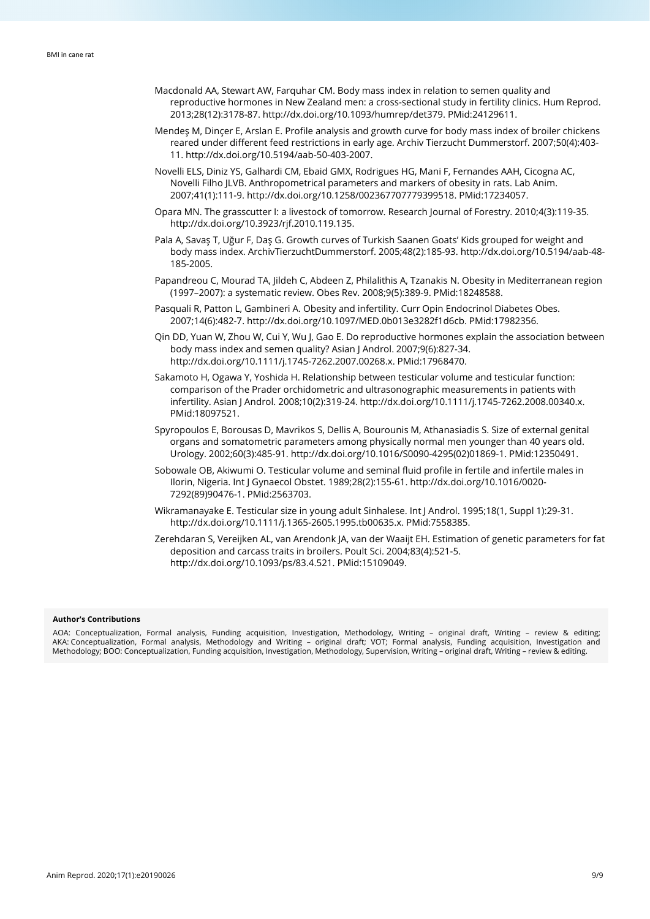Macdonald AA, Stewart AW, Farquhar CM. Body mass index in relation to semen quality and reproductive hormones in New Zealand men: a cross-sectional study in fertility clinics. Hum Reprod. 2013;28(12):3178-87. http://dx.doi.org/10.1093/humrep/det379. PMid:24129611.

Mendeş M, Dinçer E, Arslan E. Profile analysis and growth curve for body mass index of broiler chickens reared under different feed restrictions in early age. Archiv Tierzucht Dummerstorf. 2007;50(4):403-11. http://dx.doi.org/10.5194/aab-50-403-2007.

Novelli ELS, Diniz YS, Galhardi CM, Ebaid GMX, Rodrigues HG, Mani F, Fernandes AAH, Cicogna AC, Novelli Filho JLVB. Anthropometrical parameters and markers of obesity in rats. Lab Anim. 2007;41(1):111-9. http://dx.doi.org/10.1258/002367707779399518. PMid:17234057.

Opara MN. The grasscutter I: a livestock of tomorrow. Research Journal of Forestry. 2010;4(3):119-35. http://dx.doi.org/10.3923/rjf.2010.119.135.

Pala A, Savaş T, Uğur F, Daş G. Growth curves of Turkish Saanen Goats' Kids grouped for weight and body mass index. ArchivTierzuchtDummerstorf. 2005;48(2):185-93. http://dx.doi.org/10.5194/aab-48-185-2005.

Papandreou C, Mourad TA, Jildeh C, Abdeen Z, Philalithis A, Tzanakis N. Obesity in Mediterranean region (1997–2007): a systematic review. Obes Rev. 2008;9(5):389-9. PMid:18248588.

Pasquali R, Patton L, Gambineri A. Obesity and infertility. Curr Opin Endocrinol Diabetes Obes. 2007;14(6):482-7. http://dx.doi.org/10.1097/MED.0b013e3282f1d6cb. PMid:17982356.

Qin DD, Yuan W, Zhou W, Cui Y, Wu J, Gao E. Do reproductive hormones explain the association between body mass index and semen quality? Asian J Androl. 2007;9(6):827-34. http://dx.doi.org/10.1111/j.1745-7262.2007.00268.x. PMid:17968470.

Sakamoto H, Ogawa Y, Yoshida H. Relationship between testicular volume and testicular function: comparison of the Prader orchidometric and ultrasonographic measurements in patients with infertility. Asian J Androl. 2008;10(2):319-24. http://dx.doi.org/10.1111/j.1745-7262.2008.00340.x. PMid:18097521.

Spyropoulos E, Borousas D, Mavrikos S, Dellis A, Bourounis M, Athanasiadis S. Size of external genital organs and somatometric parameters among physically normal men younger than 40 years old. Urology. 2002;60(3):485-91. http://dx.doi.org/10.1016/S0090-4295(02)01869-1. PMid:12350491.

Sobowale OB, Akiwumi O. Testicular volume and seminal fluid profile in fertile and infertile males in Ilorin, Nigeria. Int J Gynaecol Obstet. 1989;28(2):155-61. http://dx.doi.org/10.1016/0020-7292(89)90476-1. PMid:2563703.

Wikramanayake E. Testicular size in young adult Sinhalese. Int J Androl. 1995;18(1, Suppl 1):29-31. http://dx.doi.org/10.1111/j.1365-2605.1995.tb00635.x. PMid:7558385.

Zerehdaran S, Vereijken AL, van Arendonk JA, van der Waaijt EH. Estimation of genetic parameters for fat deposition and carcass traits in broilers. Poult Sci. 2004;83(4):521-5. http://dx.doi.org/10.1093/ps/83.4.521. PMid:15109049.

**Author's Contributions**

AOA: Conceptualization, Formal analysis, Funding acquisition, Investigation, Methodology, Writing – original draft, Writing – review & editing; AKA: Conceptualization, Formal analysis, Methodology and Writing – original draft; VOT; Formal analysis, Funding acquisition, Investigation and Methodology; BOO: Conceptualization, Funding acquisition, Investigation, Methodology, Supervision, Writing – original draft, Writing – review & editing.